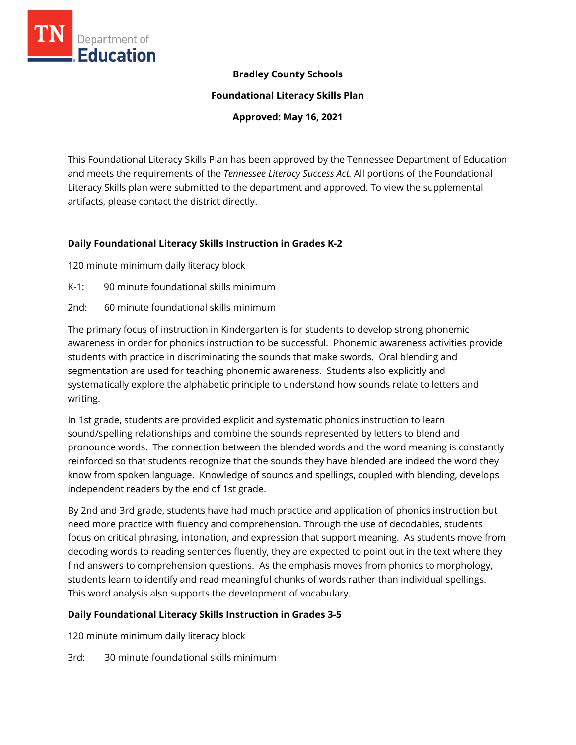**Bradley County Schools**

**Foundational Literacy Skills Plan**

**Approved: May 16, 2021**

This Foundational Literacy Skills Plan has been approved by the Tennessee Department of Education and meets the requirements of the *Tennessee Literacy Success Act.* All portions of the Foundational Literacy Skills plan were submitted to the department and approved. To view the supplemental artifacts, please contact the district directly.

## Daily Foundational Literacy Skills Instruction in Grades K-2

120 minute minimum daily literacy block

K-1: 90 minute foundational skills minimum

2nd: 60 minute foundational skills minimum

The primary focus of instruction in Kindergarten is for students to develop strong phonemic awareness in order for phonics instruction to be successful. Phonemic awareness activities provide students with practice in discriminating the sounds that make swords. Oral blending and segmentation are used for teaching phonemic awareness. Students also explicitly and systematically explore the alphabetic principle to understand how sounds relate to letters and writing.

In 1st grade, students are provided explicit and systematic phonics instruction to learn sound/spelling relationships and combine the sounds represented by letters to blend and pronounce words. The connection between the blended words and the word meaning is constantly reinforced so that students recognize that the sounds they have blended are indeed the word they know from spoken language. Knowledge of sounds and spellings, coupled with blending, develops independent readers by the end of 1st grade.

By 2nd and 3rd grade, students have had much practice and application of phonics instruction but need more practice with fluency and comprehension. Through the use of decodables, students focus on critical phrasing, intonation, and expression that support meaning. As students move from decoding words to reading sentences fluently, they are expected to point out in the text where they find answers to comprehension questions. As the emphasis moves from phonics to morphology, students learn to identify and read meaningful chunks of words rather than individual spellings. This word analysis also supports the development of vocabulary.

## Daily Foundational Literacy Skills Instruction in Grades 3-5

120 minute minimum daily literacy block

3rd: 30 minute foundational skills minimum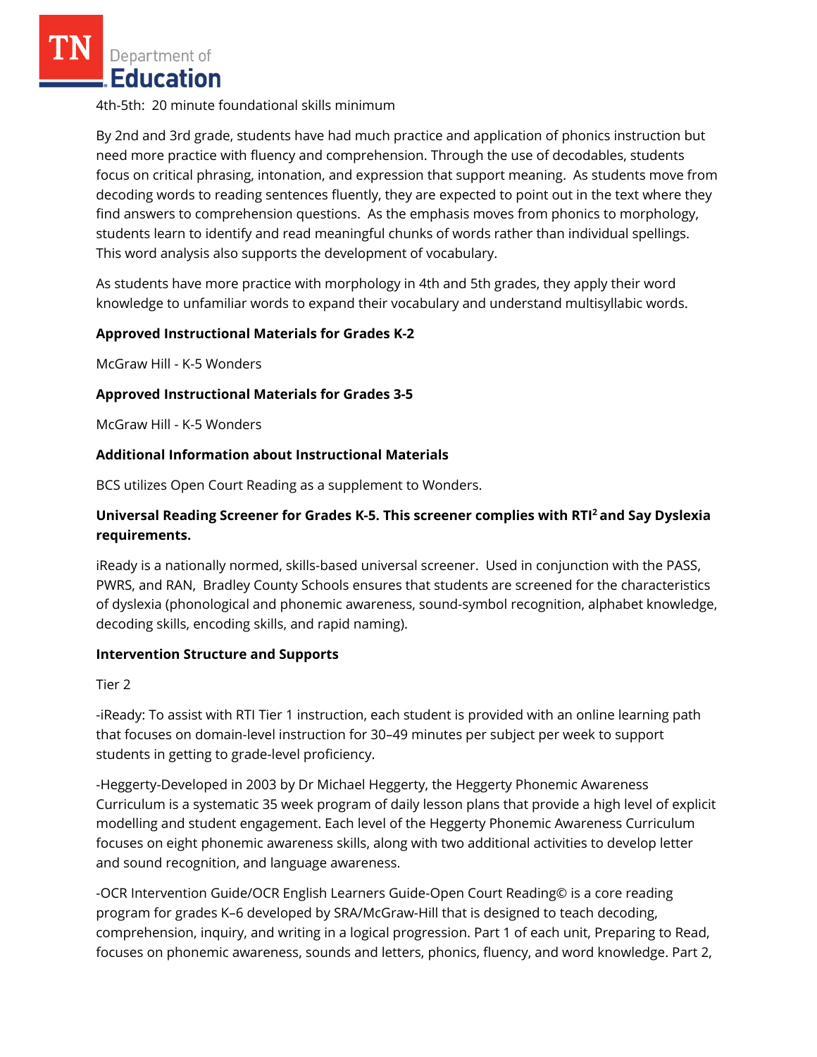4th-5th:  20 minute foundational skills minimum

By 2nd and 3rd grade, students have had much practice and application of phonics instruction but need more practice with fluency and comprehension. Through the use of decodables, students focus on critical phrasing, intonation, and expression that support meaning.  As students move from decoding words to reading sentences fluently, they are expected to point out in the text where they find answers to comprehension questions.  As the emphasis moves from phonics to morphology, students learn to identify and read meaningful chunks of words rather than individual spellings. This word analysis also supports the development of vocabulary.

As students have more practice with morphology in 4th and 5th grades, they apply their word knowledge to unfamiliar words to expand their vocabulary and understand multisyllabic words.

**Approved Instructional Materials for Grades K-2**

McGraw Hill - K-5 Wonders

**Approved Instructional Materials for Grades 3-5**

McGraw Hill - K-5 Wonders

**Additional Information about Instructional Materials**

BCS utilizes Open Court Reading as a supplement to Wonders.

**Universal Reading Screener for Grades K-5. This screener complies with RTI$^2$ and Say Dyslexia requirements.**

iReady is a nationally normed, skills-based universal screener.  Used in conjunction with the PASS, PWRS, and RAN,  Bradley County Schools ensures that students are screened for the characteristics of dyslexia (phonological and phonemic awareness, sound-symbol recognition, alphabet knowledge, decoding skills, encoding skills, and rapid naming).

**Intervention Structure and Supports**

Tier 2

-iReady: To assist with RTI Tier 1 instruction, each student is provided with an online learning path that focuses on domain-level instruction for 30–49 minutes per subject per week to support students in getting to grade-level proficiency.

-Heggerty-Developed in 2003 by Dr Michael Heggerty, the Heggerty Phonemic Awareness Curriculum is a systematic 35 week program of daily lesson plans that provide a high level of explicit modelling and student engagement. Each level of the Heggerty Phonemic Awareness Curriculum focuses on eight phonemic awareness skills, along with two additional activities to develop letter and sound recognition, and language awareness.

-OCR Intervention Guide/OCR English Learners Guide-Open Court Reading© is a core reading program for grades K–6 developed by SRA/McGraw-Hill that is designed to teach decoding, comprehension, inquiry, and writing in a logical progression. Part 1 of each unit, Preparing to Read, focuses on phonemic awareness, sounds and letters, phonics, fluency, and word knowledge. Part 2,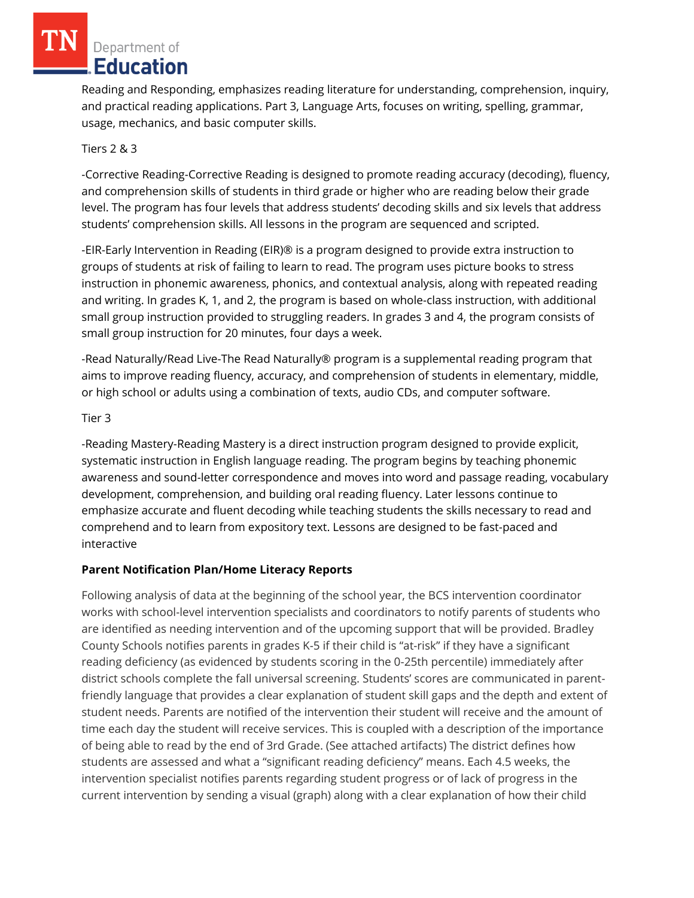Reading and Responding, emphasizes reading literature for understanding, comprehension, inquiry, and practical reading applications. Part 3, Language Arts, focuses on writing, spelling, grammar, usage, mechanics, and basic computer skills.

Tiers 2 & 3

-Corrective Reading-Corrective Reading is designed to promote reading accuracy (decoding), fluency, and comprehension skills of students in third grade or higher who are reading below their grade level. The program has four levels that address students' decoding skills and six levels that address students' comprehension skills. All lessons in the program are sequenced and scripted.

-EIR-Early Intervention in Reading (EIR)® is a program designed to provide extra instruction to groups of students at risk of failing to learn to read. The program uses picture books to stress instruction in phonemic awareness, phonics, and contextual analysis, along with repeated reading and writing. In grades K, 1, and 2, the program is based on whole-class instruction, with additional small group instruction provided to struggling readers. In grades 3 and 4, the program consists of small group instruction for 20 minutes, four days a week.

-Read Naturally/Read Live-The Read Naturally® program is a supplemental reading program that aims to improve reading fluency, accuracy, and comprehension of students in elementary, middle, or high school or adults using a combination of texts, audio CDs, and computer software.

Tier 3

-Reading Mastery-Reading Mastery is a direct instruction program designed to provide explicit, systematic instruction in English language reading. The program begins by teaching phonemic awareness and sound-letter correspondence and moves into word and passage reading, vocabulary development, comprehension, and building oral reading fluency. Later lessons continue to emphasize accurate and fluent decoding while teaching students the skills necessary to read and comprehend and to learn from expository text. Lessons are designed to be fast-paced and interactive

**Parent Notification Plan/Home Literacy Reports**

Following analysis of data at the beginning of the school year, the BCS intervention coordinator works with school-level intervention specialists and coordinators to notify parents of students who are identified as needing intervention and of the upcoming support that will be provided. Bradley County Schools notifies parents in grades K-5 if their child is "at-risk" if they have a significant reading deficiency (as evidenced by students scoring in the 0-25th percentile) immediately after district schools complete the fall universal screening. Students' scores are communicated in parent-friendly language that provides a clear explanation of student skill gaps and the depth and extent of student needs. Parents are notified of the intervention their student will receive and the amount of time each day the student will receive services. This is coupled with a description of the importance of being able to read by the end of 3rd Grade. (See attached artifacts) The district defines how students are assessed and what a "significant reading deficiency" means. Each 4.5 weeks, the intervention specialist notifies parents regarding student progress or of lack of progress in the current intervention by sending a visual (graph) along with a clear explanation of how their child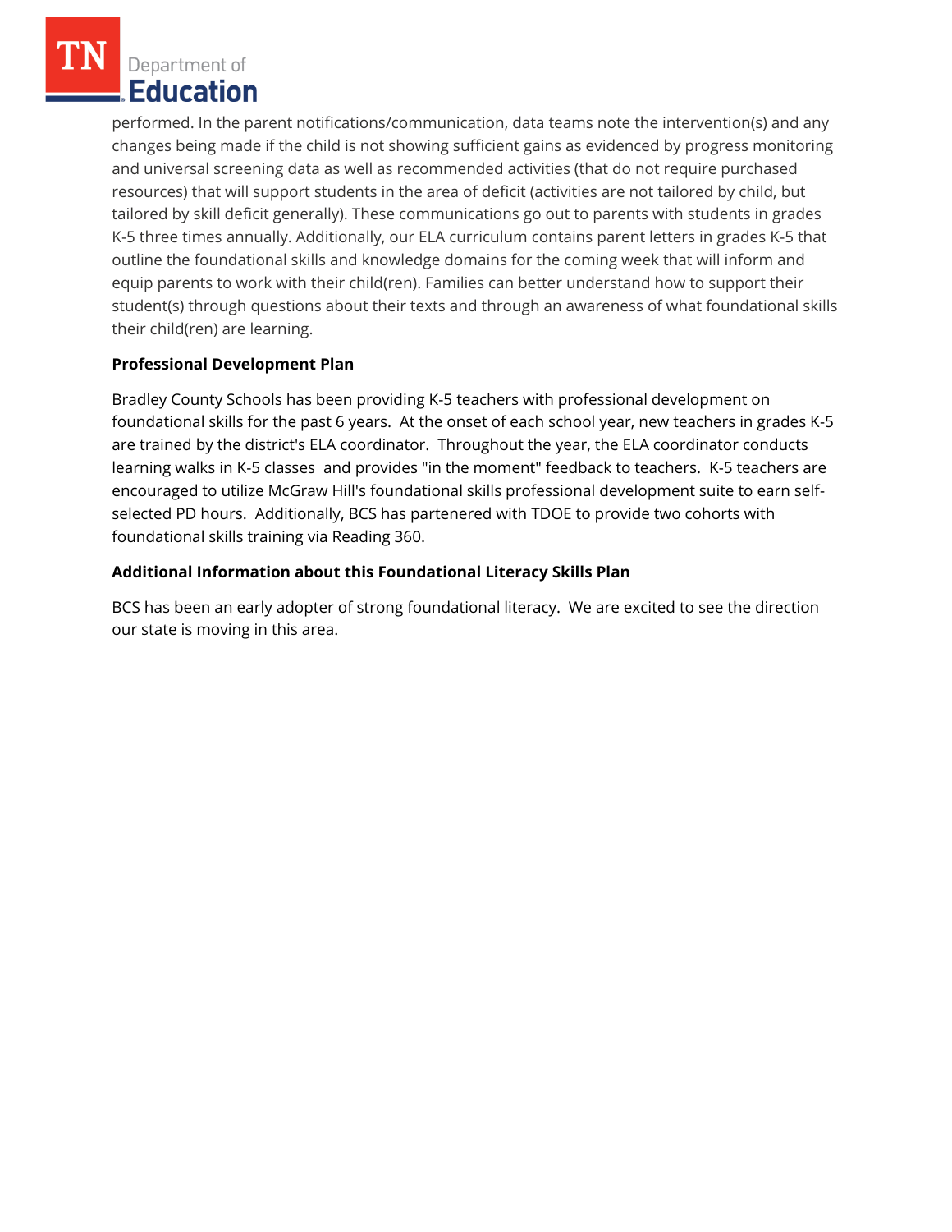performed. In the parent notifications/communication, data teams note the intervention(s) and any changes being made if the child is not showing sufficient gains as evidenced by progress monitoring and universal screening data as well as recommended activities (that do not require purchased resources) that will support students in the area of deficit (activities are not tailored by child, but tailored by skill deficit generally). These communications go out to parents with students in grades K-5 three times annually. Additionally, our ELA curriculum contains parent letters in grades K-5 that outline the foundational skills and knowledge domains for the coming week that will inform and equip parents to work with their child(ren). Families can better understand how to support their student(s) through questions about their texts and through an awareness of what foundational skills their child(ren) are learning.

**Professional Development Plan**

Bradley County Schools has been providing K-5 teachers with professional development on foundational skills for the past 6 years. At the onset of each school year, new teachers in grades K-5 are trained by the district's ELA coordinator. Throughout the year, the ELA coordinator conducts learning walks in K-5 classes and provides "in the moment" feedback to teachers. K-5 teachers are encouraged to utilize McGraw Hill's foundational skills professional development suite to earn self-selected PD hours. Additionally, BCS has partenered with TDOE to provide two cohorts with foundational skills training via Reading 360.

**Additional Information about this Foundational Literacy Skills Plan**

BCS has been an early adopter of strong foundational literacy. We are excited to see the direction our state is moving in this area.